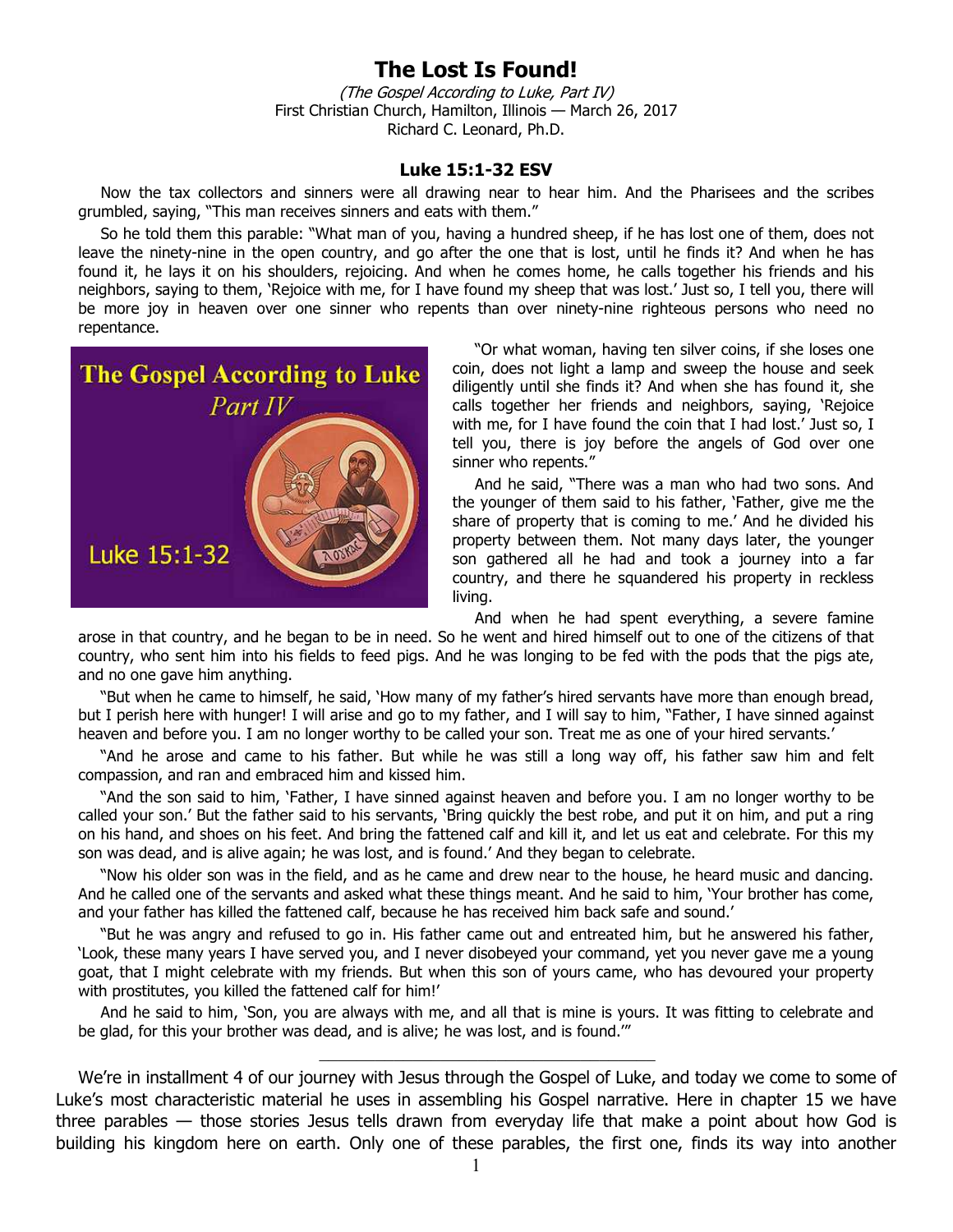# The Lost Is Found!

*(The Gospel According to Luke, Part IV)*
First Christian Church, Hamilton, Illinois — March 26, 2017
Richard C. Leonard, Ph.D.

## Luke 15:1-32 ESV

Now the tax collectors and sinners were all drawing near to hear him. And the Pharisees and the scribes grumbled, saying, "This man receives sinners and eats with them."

So he told them this parable: "What man of you, having a hundred sheep, if he has lost one of them, does not leave the ninety-nine in the open country, and go after the one that is lost, until he finds it? And when he has found it, he lays it on his shoulders, rejoicing. And when he comes home, he calls together his friends and his neighbors, saying to them, 'Rejoice with me, for I have found my sheep that was lost.' Just so, I tell you, there will be more joy in heaven over one sinner who repents than over ninety-nine righteous persons who need no repentance.

"Or what woman, having ten silver coins, if she loses one coin, does not light a lamp and sweep the house and seek diligently until she finds it? And when she has found it, she calls together her friends and neighbors, saying, 'Rejoice with me, for I have found the coin that I had lost.' Just so, I tell you, there is joy before the angels of God over one sinner who repents."

And he said, "There was a man who had two sons. And the younger of them said to his father, 'Father, give me the share of property that is coming to me.' And he divided his property between them. Not many days later, the younger son gathered all he had and took a journey into a far country, and there he squandered his property in reckless living.

And when he had spent everything, a severe famine arose in that country, and he began to be in need. So he went and hired himself out to one of the citizens of that country, who sent him into his fields to feed pigs. And he was longing to be fed with the pods that the pigs ate, and no one gave him anything.

"But when he came to himself, he said, 'How many of my father's hired servants have more than enough bread, but I perish here with hunger! I will arise and go to my father, and I will say to him, "Father, I have sinned against heaven and before you. I am no longer worthy to be called your son. Treat me as one of your hired servants.'

"And he arose and came to his father. But while he was still a long way off, his father saw him and felt compassion, and ran and embraced him and kissed him.

"And the son said to him, 'Father, I have sinned against heaven and before you. I am no longer worthy to be called your son.' But the father said to his servants, 'Bring quickly the best robe, and put it on him, and put a ring on his hand, and shoes on his feet. And bring the fattened calf and kill it, and let us eat and celebrate. For this my son was dead, and is alive again; he was lost, and is found.' And they began to celebrate.

"Now his older son was in the field, and as he came and drew near to the house, he heard music and dancing. And he called one of the servants and asked what these things meant. And he said to him, 'Your brother has come, and your father has killed the fattened calf, because he has received him back safe and sound.'

"But he was angry and refused to go in. His father came out and entreated him, but he answered his father, 'Look, these many years I have served you, and I never disobeyed your command, yet you never gave me a young goat, that I might celebrate with my friends. But when this son of yours came, who has devoured your property with prostitutes, you killed the fattened calf for him!'

And he said to him, 'Son, you are always with me, and all that is mine is yours. It was fitting to celebrate and be glad, for this your brother was dead, and is alive; he was lost, and is found.'"

---

We're in installment 4 of our journey with Jesus through the Gospel of Luke, and today we come to some of Luke's most characteristic material he uses in assembling his Gospel narrative. Here in chapter 15 we have three parables — those stories Jesus tells drawn from everyday life that make a point about how God is building his kingdom here on earth. Only one of these parables, the first one, finds its way into another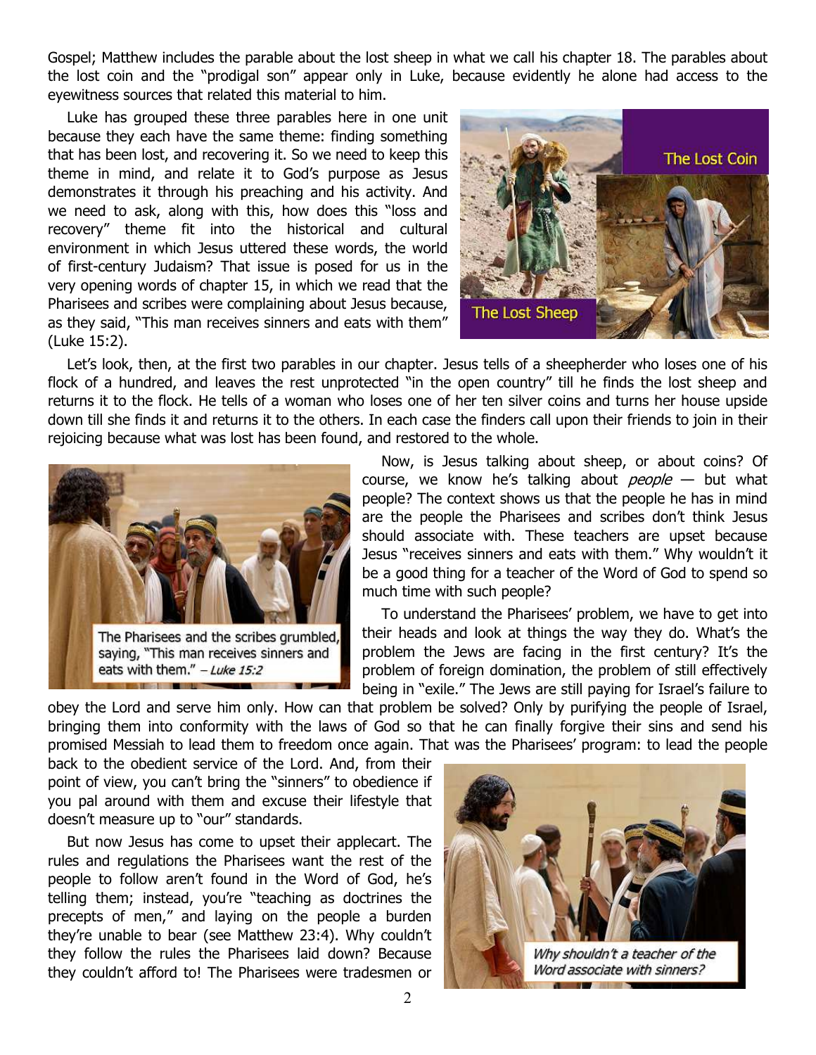Gospel; Matthew includes the parable about the lost sheep in what we call his chapter 18. The parables about the lost coin and the "prodigal son" appear only in Luke, because evidently he alone had access to the eyewitness sources that related this material to him.

Luke has grouped these three parables here in one unit because they each have the same theme: finding something that has been lost, and recovering it. So we need to keep this theme in mind, and relate it to God's purpose as Jesus demonstrates it through his preaching and his activity. And we need to ask, along with this, how does this "loss and recovery" theme fit into the historical and cultural environment in which Jesus uttered these words, the world of first-century Judaism? That issue is posed for us in the very opening words of chapter 15, in which we read that the Pharisees and scribes were complaining about Jesus because, as they said, "This man receives sinners and eats with them" (Luke 15:2).

The Lost Coin

The Lost Sheep

Let's look, then, at the first two parables in our chapter. Jesus tells of a sheepherder who loses one of his flock of a hundred, and leaves the rest unprotected "in the open country" till he finds the lost sheep and returns it to the flock. He tells of a woman who loses one of her ten silver coins and turns her house upside down till she finds it and returns it to the others. In each case the finders call upon their friends to join in their rejoicing because what was lost has been found, and restored to the whole.

The Pharisees and the scribes grumbled, saying, "This man receives sinners and eats with them." – *Luke 15:2*

Now, is Jesus talking about sheep, or about coins? Of course, we know he's talking about *people* — but what people? The context shows us that the people he has in mind are the people the Pharisees and scribes don't think Jesus should associate with. These teachers are upset because Jesus "receives sinners and eats with them." Why wouldn't it be a good thing for a teacher of the Word of God to spend so much time with such people?

To understand the Pharisees' problem, we have to get into their heads and look at things the way they do. What's the problem the Jews are facing in the first century? It's the problem of foreign domination, the problem of still effectively being in "exile." The Jews are still paying for Israel's failure to obey the Lord and serve him only. How can that problem be solved? Only by purifying the people of Israel, bringing them into conformity with the laws of God so that he can finally forgive their sins and send his promised Messiah to lead them to freedom once again. That was the Pharisees' program: to lead the people back to the obedient service of the Lord. And, from their point of view, you can't bring the "sinners" to obedience if you pal around with them and excuse their lifestyle that doesn't measure up to "our" standards.

But now Jesus has come to upset their applecart. The rules and regulations the Pharisees want the rest of the people to follow aren't found in the Word of God, he's telling them; instead, you're "teaching as doctrines the precepts of men," and laying on the people a burden they're unable to bear (see Matthew 23:4). Why couldn't they follow the rules the Pharisees laid down? Because they couldn't afford to! The Pharisees were tradesmen or

*Why shouldn't a teacher of the Word associate with sinners?*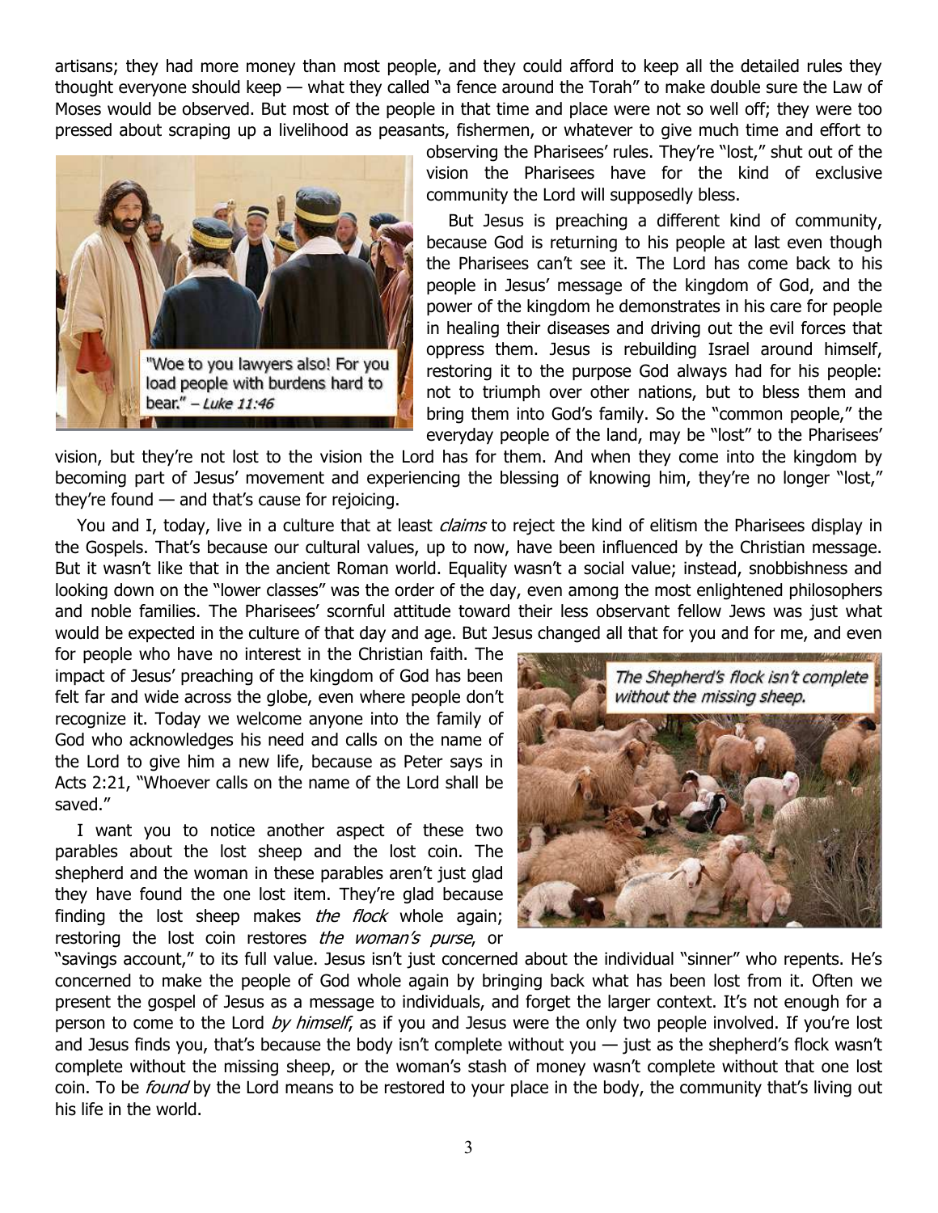artisans; they had more money than most people, and they could afford to keep all the detailed rules they thought everyone should keep — what they called "a fence around the Torah" to make double sure the Law of Moses would be observed. But most of the people in that time and place were not so well off; they were too pressed about scraping up a livelihood as peasants, fishermen, or whatever to give much time and effort to observing the Pharisees' rules. They're "lost," shut out of the vision the Pharisees have for the kind of exclusive community the Lord will supposedly bless.

"Woe to you lawyers also! For you load people with burdens hard to bear." – *Luke 11:46*

But Jesus is preaching a different kind of community, because God is returning to his people at last even though the Pharisees can't see it. The Lord has come back to his people in Jesus' message of the kingdom of God, and the power of the kingdom he demonstrates in his care for people in healing their diseases and driving out the evil forces that oppress them. Jesus is rebuilding Israel around himself, restoring it to the purpose God always had for his people: not to triumph over other nations, but to bless them and bring them into God's family. So the "common people," the everyday people of the land, may be "lost" to the Pharisees' vision, but they're not lost to the vision the Lord has for them. And when they come into the kingdom by becoming part of Jesus' movement and experiencing the blessing of knowing him, they're no longer "lost," they're found — and that's cause for rejoicing.

You and I, today, live in a culture that at least *claims* to reject the kind of elitism the Pharisees display in the Gospels. That's because our cultural values, up to now, have been influenced by the Christian message. But it wasn't like that in the ancient Roman world. Equality wasn't a social value; instead, snobbishness and looking down on the "lower classes" was the order of the day, even among the most enlightened philosophers and noble families. The Pharisees' scornful attitude toward their less observant fellow Jews was just what would be expected in the culture of that day and age. But Jesus changed all that for you and for me, and even for people who have no interest in the Christian faith. The impact of Jesus' preaching of the kingdom of God has been felt far and wide across the globe, even where people don't recognize it. Today we welcome anyone into the family of God who acknowledges his need and calls on the name of the Lord to give him a new life, because as Peter says in Acts 2:21, "Whoever calls on the name of the Lord shall be saved."

*The Shepherd's flock isn't complete without the missing sheep.*

I want you to notice another aspect of these two parables about the lost sheep and the lost coin. The shepherd and the woman in these parables aren't just glad they have found the one lost item. They're glad because finding the lost sheep makes *the flock* whole again; restoring the lost coin restores *the woman's purse*, or "savings account," to its full value. Jesus isn't just concerned about the individual "sinner" who repents. He's concerned to make the people of God whole again by bringing back what has been lost from it. Often we present the gospel of Jesus as a message to individuals, and forget the larger context. It's not enough for a person to come to the Lord *by himself*, as if you and Jesus were the only two people involved. If you're lost and Jesus finds you, that's because the body isn't complete without you — just as the shepherd's flock wasn't complete without the missing sheep, or the woman's stash of money wasn't complete without that one lost coin. To be *found* by the Lord means to be restored to your place in the body, the community that's living out his life in the world.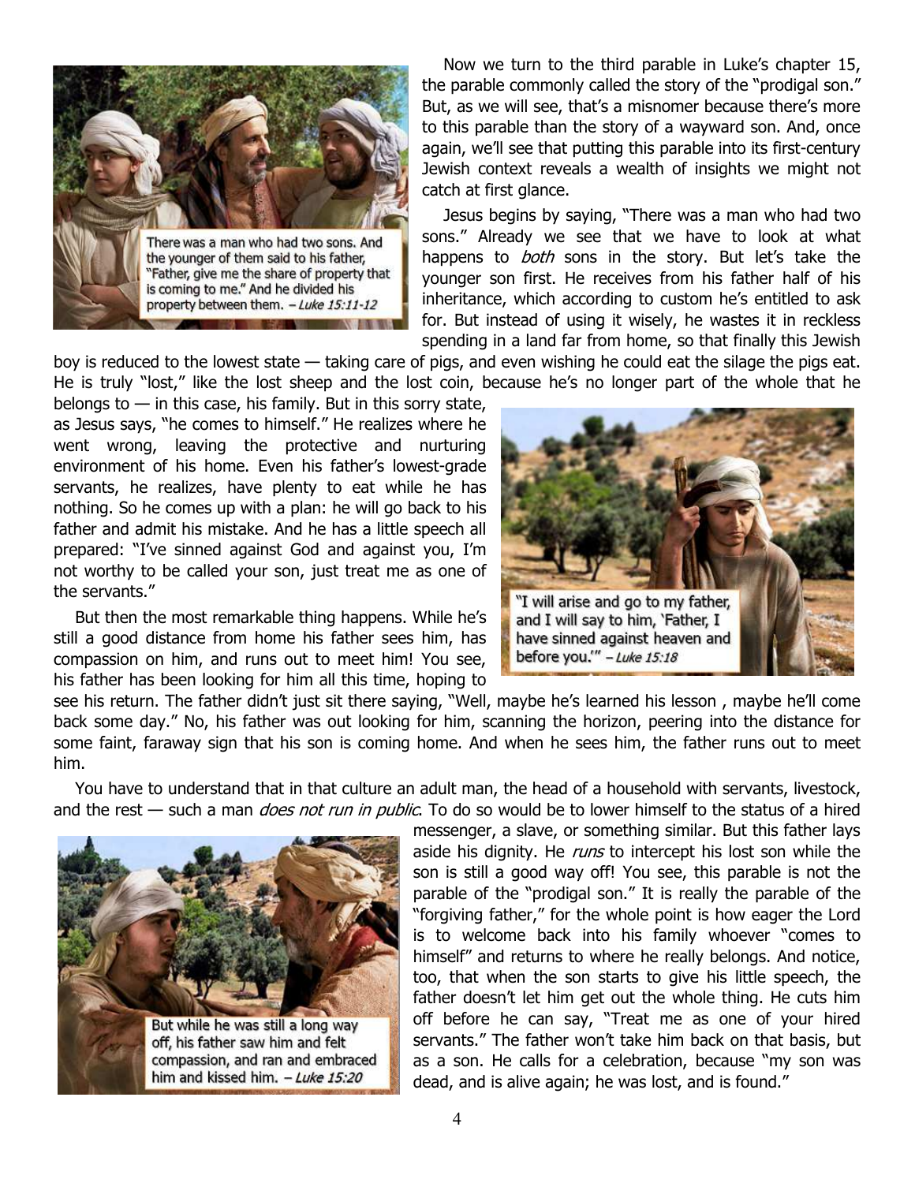There was a man who had two sons. And the younger of them said to his father, "Father, give me the share of property that is coming to me." And he divided his property between them. – *Luke 15:11-12*

Now we turn to the third parable in Luke's chapter 15, the parable commonly called the story of the "prodigal son." But, as we will see, that's a misnomer because there's more to this parable than the story of a wayward son. And, once again, we'll see that putting this parable into its first-century Jewish context reveals a wealth of insights we might not catch at first glance.

Jesus begins by saying, "There was a man who had two sons." Already we see that we have to look at what happens to *both* sons in the story. But let's take the younger son first. He receives from his father half of his inheritance, which according to custom he's entitled to ask for. But instead of using it wisely, he wastes it in reckless spending in a land far from home, so that finally this Jewish boy is reduced to the lowest state — taking care of pigs, and even wishing he could eat the silage the pigs eat. He is truly "lost," like the lost sheep and the lost coin, because he's no longer part of the whole that he belongs to — in this case, his family. But in this sorry state, as Jesus says, "he comes to himself." He realizes where he went wrong, leaving the protective and nurturing environment of his home. Even his father's lowest-grade servants, he realizes, have plenty to eat while he has nothing. So he comes up with a plan: he will go back to his father and admit his mistake. And he has a little speech all prepared: "I've sinned against God and against you, I'm not worthy to be called your son, just treat me as one of the servants."

"I will arise and go to my father, and I will say to him, 'Father, I have sinned against heaven and before you.'" – *Luke 15:18*

But then the most remarkable thing happens. While he's still a good distance from home his father sees him, has compassion on him, and runs out to meet him! You see, his father has been looking for him all this time, hoping to see his return. The father didn't just sit there saying, "Well, maybe he's learned his lesson , maybe he'll come back some day." No, his father was out looking for him, scanning the horizon, peering into the distance for some faint, faraway sign that his son is coming home. And when he sees him, the father runs out to meet him.

You have to understand that in that culture an adult man, the head of a household with servants, livestock, and the rest — such a man *does not run in public*. To do so would be to lower himself to the status of a hired messenger, a slave, or something similar. But this father lays aside his dignity. He *runs* to intercept his lost son while the son is still a good way off! You see, this parable is not the parable of the "prodigal son." It is really the parable of the "forgiving father," for the whole point is how eager the Lord is to welcome back into his family whoever "comes to himself" and returns to where he really belongs. And notice, too, that when the son starts to give his little speech, the father doesn't let him get out the whole thing. He cuts him off before he can say, "Treat me as one of your hired servants." The father won't take him back on that basis, but as a son. He calls for a celebration, because "my son was dead, and is alive again; he was lost, and is found."

But while he was still a long way off, his father saw him and felt compassion, and ran and embraced him and kissed him. – *Luke 15:20*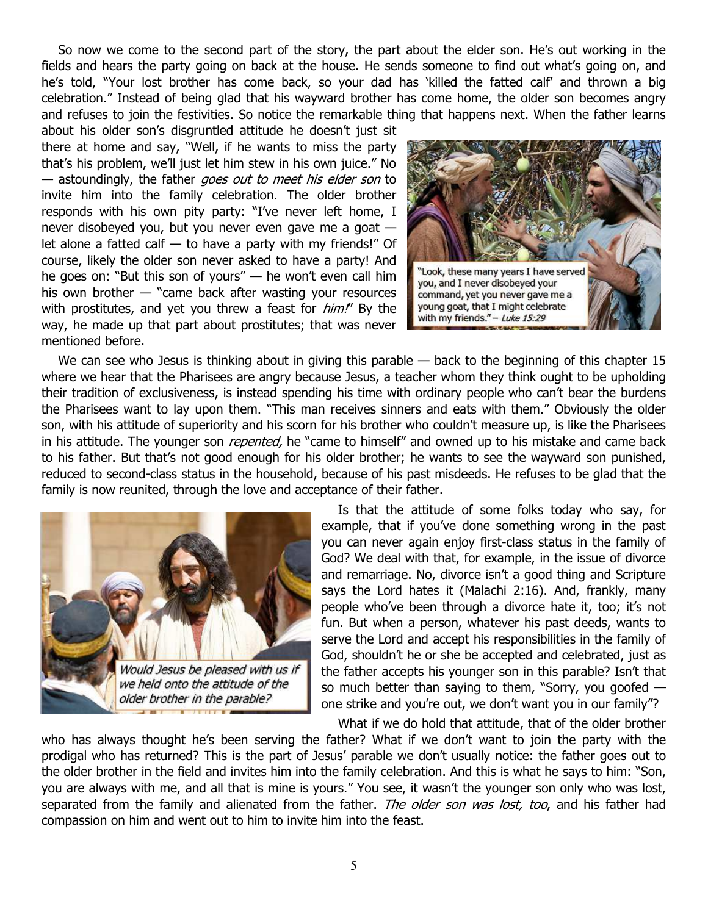So now we come to the second part of the story, the part about the elder son. He's out working in the fields and hears the party going on back at the house. He sends someone to find out what's going on, and he's told, "Your lost brother has come back, so your dad has 'killed the fatted calf' and thrown a big celebration." Instead of being glad that his wayward brother has come home, the older son becomes angry and refuses to join the festivities. So notice the remarkable thing that happens next. When the father learns about his older son's disgruntled attitude he doesn't just sit there at home and say, "Well, if he wants to miss the party that's his problem, we'll just let him stew in his own juice." No — astoundingly, the father *goes out to meet his elder son* to invite him into the family celebration. The older brother responds with his own pity party: "I've never left home, I never disobeyed you, but you never even gave me a goat — let alone a fatted calf — to have a party with my friends!" Of course, likely the older son never asked to have a party! And he goes on: "But this son of yours" — he won't even call him his own brother — "came back after wasting your resources with prostitutes, and yet you threw a feast for *him!*" By the way, he made up that part about prostitutes; that was never mentioned before.

"Look, these many years I have served you, and I never disobeyed your command, yet you never gave me a young goat, that I might celebrate with my friends." – *Luke 15:29*

We can see who Jesus is thinking about in giving this parable — back to the beginning of this chapter 15 where we hear that the Pharisees are angry because Jesus, a teacher whom they think ought to be upholding their tradition of exclusiveness, is instead spending his time with ordinary people who can't bear the burdens the Pharisees want to lay upon them. "This man receives sinners and eats with them." Obviously the older son, with his attitude of superiority and his scorn for his brother who couldn't measure up, is like the Pharisees in his attitude. The younger son *repented,* he "came to himself" and owned up to his mistake and came back to his father. But that's not good enough for his older brother; he wants to see the wayward son punished, reduced to second-class status in the household, because of his past misdeeds. He refuses to be glad that the family is now reunited, through the love and acceptance of their father.

*Would Jesus be pleased with us if we held onto the attitude of the older brother in the parable?*

Is that the attitude of some folks today who say, for example, that if you've done something wrong in the past you can never again enjoy first-class status in the family of God? We deal with that, for example, in the issue of divorce and remarriage. No, divorce isn't a good thing and Scripture says the Lord hates it (Malachi 2:16). And, frankly, many people who've been through a divorce hate it, too; it's not fun. But when a person, whatever his past deeds, wants to serve the Lord and accept his responsibilities in the family of God, shouldn't he or she be accepted and celebrated, just as the father accepts his younger son in this parable? Isn't that so much better than saying to them, "Sorry, you goofed — one strike and you're out, we don't want you in our family"?

What if we do hold that attitude, that of the older brother who has always thought he's been serving the father? What if we don't want to join the party with the prodigal who has returned? This is the part of Jesus' parable we don't usually notice: the father goes out to the older brother in the field and invites him into the family celebration. And this is what he says to him: "Son, you are always with me, and all that is mine is yours." You see, it wasn't the younger son only who was lost, separated from the family and alienated from the father. *The older son was lost, too*, and his father had compassion on him and went out to him to invite him into the feast.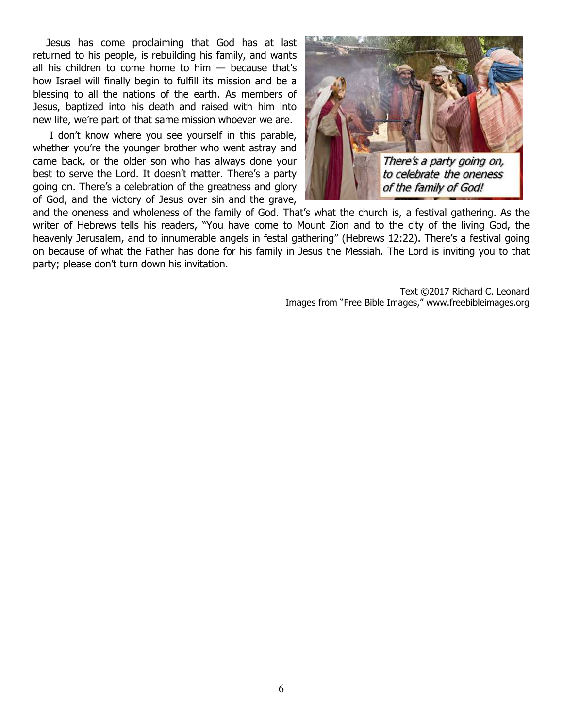Jesus has come proclaiming that God has at last returned to his people, is rebuilding his family, and wants all his children to come home to him — because that's how Israel will finally begin to fulfill its mission and be a blessing to all the nations of the earth. As members of Jesus, baptized into his death and raised with him into new life, we're part of that same mission whoever we are.

There's a party going on, to celebrate the oneness of the family of God!

I don't know where you see yourself in this parable, whether you're the younger brother who went astray and came back, or the older son who has always done your best to serve the Lord. It doesn't matter. There's a party going on. There's a celebration of the greatness and glory of God, and the victory of Jesus over sin and the grave, and the oneness and wholeness of the family of God. That's what the church is, a festival gathering. As the writer of Hebrews tells his readers, "You have come to Mount Zion and to the city of the living God, the heavenly Jerusalem, and to innumerable angels in festal gathering" (Hebrews 12:22). There's a festival going on because of what the Father has done for his family in Jesus the Messiah. The Lord is inviting you to that party; please don't turn down his invitation.

Text ©2017 Richard C. Leonard
Images from "Free Bible Images," www.freebibleimages.org